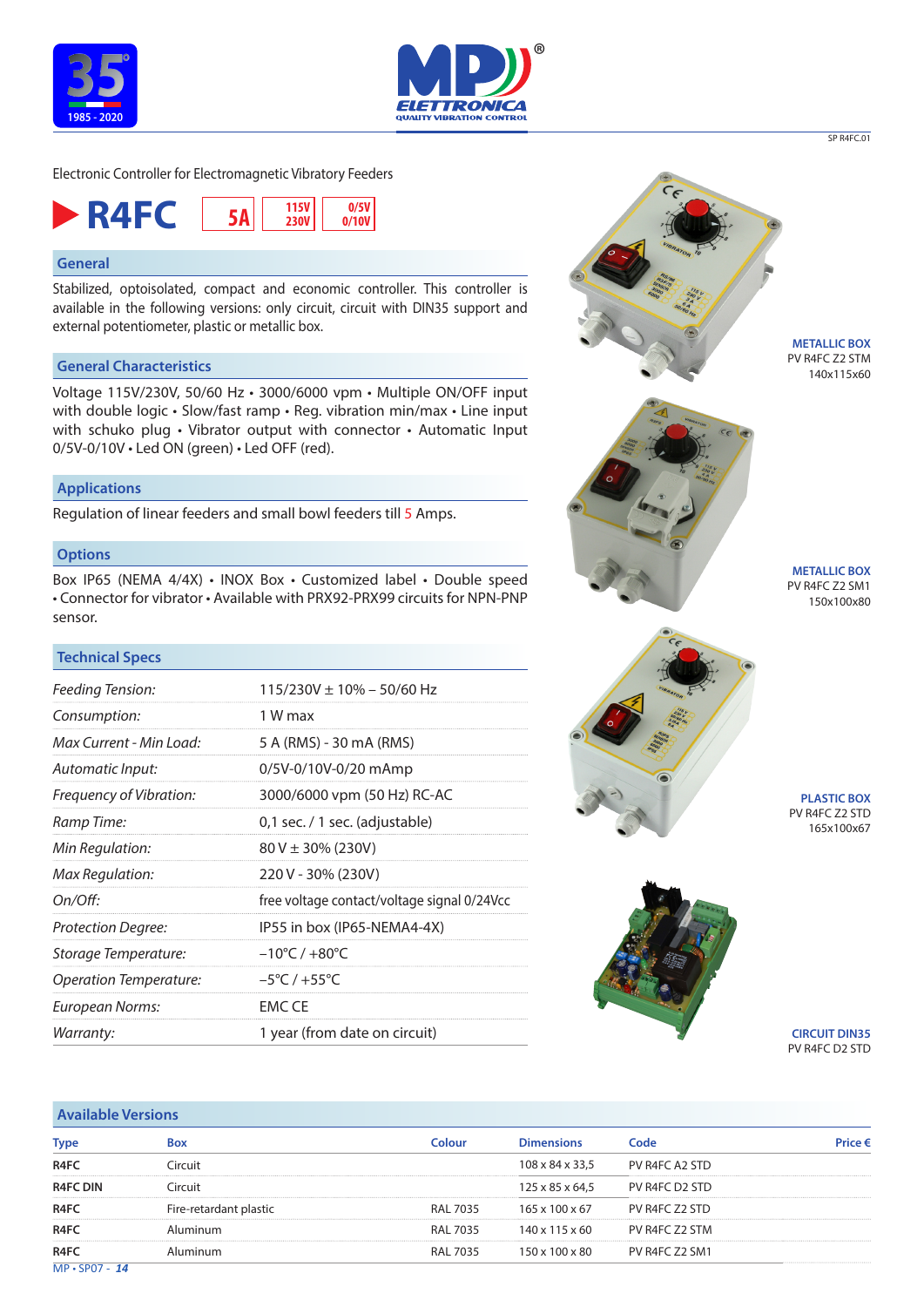Electronic Controller for Electromagnetic Vibratory Feeders

# R4FC

5A | 115V 230V | 0/5V 0/10V

## General

Stabilized, optoisolated, compact and economic controller. This controller is available in the following versions: only circuit, circuit with DIN35 support and external potentiometer, plastic or metallic box.

## General Characteristics

Voltage 115V/230V, 50/60 Hz • 3000/6000 vpm • Multiple ON/OFF input with double logic • Slow/fast ramp • Reg. vibration min/max • Line input with schuko plug • Vibrator output with connector • Automatic Input 0/5V-0/10V • Led ON (green) • Led OFF (red).

## Applications

Regulation of linear feeders and small bowl feeders till 5 Amps.

## Options

Box IP65 (NEMA 4/4X) • INOX Box • Customized label • Double speed • Connector for vibrator • Available with PRX92-PRX99 circuits for NPN-PNP sensor.

## Technical Specs

| | |
|---|---|
| *Feeding Tension:* | 115/230V ± 10% – 50/60 Hz |
| *Consumption:* | 1 W max |
| *Max Current - Min Load:* | 5 A (RMS) - 30 mA (RMS) |
| *Automatic Input:* | 0/5V-0/10V-0/20 mAmp |
| *Frequency of Vibration:* | 3000/6000 vpm (50 Hz) RC-AC |
| *Ramp Time:* | 0,1 sec. / 1 sec. (adjustable) |
| *Min Regulation:* | 80 V ± 30% (230V) |
| *Max Regulation:* | 220 V - 30% (230V) |
| *On/Off:* | free voltage contact/voltage signal 0/24Vcc |
| *Protection Degree:* | IP55 in box (IP65-NEMA4-4X) |
| *Storage Temperature:* | −10°C / +80°C |
| *Operation Temperature:* | −5°C / +55°C |
| *European Norms:* | EMC CE |
| *Warranty:* | 1 year (from date on circuit) |

**METALLIC BOX**
PV R4FC Z2 STM
140x115x60

**METALLIC BOX**
PV R4FC Z2 SM1
150x100x80

**PLASTIC BOX**
PV R4FC Z2 STD
165x100x67

**CIRCUIT DIN35**
PV R4FC D2 STD

## Available Versions

| Type | Box | Colour | Dimensions | Code | Price € |
|---|---|---|---|---|---|
| **R4FC** | Circuit | | 108 x 84 x 33,5 | PV R4FC A2 STD | |
| **R4FC DIN** | Circuit | | 125 x 85 x 64,5 | PV R4FC D2 STD | |
| **R4FC** | Fire-retardant plastic | RAL 7035 | 165 x 100 x 67 | PV R4FC Z2 STD | |
| **R4FC** | Aluminum | RAL 7035 | 140 x 115 x 60 | PV R4FC Z2 STM | |
| **R4FC** | Aluminum | RAL 7035 | 150 x 100 x 80 | PV R4FC Z2 SM1 | |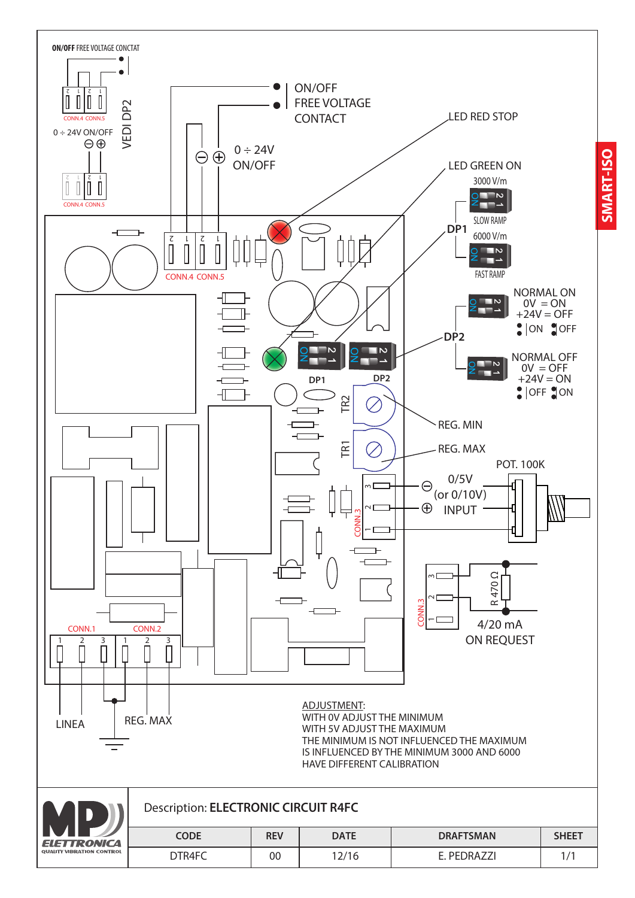ON/OFF FREE VOLTAGE CONCTAT

CONN.4 CONN.5

0 ÷ 24V ON/OFF

VEDI DP2

CONN.4 CONN.5

ON/OFF
FREE VOLTAGE
CONTACT

0 ÷ 24V
ON/OFF

LED RED STOP

LED GREEN ON

3000 V/m
SLOW RAMP

DP1

6000 V/m
FAST RAMP

NORMAL ON
0V = ON
+24V = OFF
ON OFF

DP2

NORMAL OFF
0V = OFF
+24V = ON
OFF ON

SMART-ISO

CONN.4 CONN.5

DP1 DP2

TR2

REG. MIN

TR1

REG. MAX

POT. 100K

0/5V
(or 0/10V)
INPUT

CONN.3

R 470 Ω

CONN.3

4/20 mA
ON REQUEST

CONN.1 CONN.2

LINEA

REG. MAX

ADJUSTMENT:
WITH 0V ADJUST THE MINIMUM
WITH 5V ADJUST THE MAXIMUM
THE MINIMUM IS NOT INFLUENCED THE MAXIMUM
IS INFLUENCED BY THE MINIMUM 3000 AND 6000
HAVE DIFFERENT CALIBRATION

MP ELETTRONICA
QUALITY VIBRATION CONTROL

Description: **ELECTRONIC CIRCUIT R4FC**

| CODE | REV | DATE | DRAFTSMAN | SHEET |
|---|---|---|---|---|
| DTR4FC | 00 | 12/16 | E. PEDRAZZI | 1/1 |